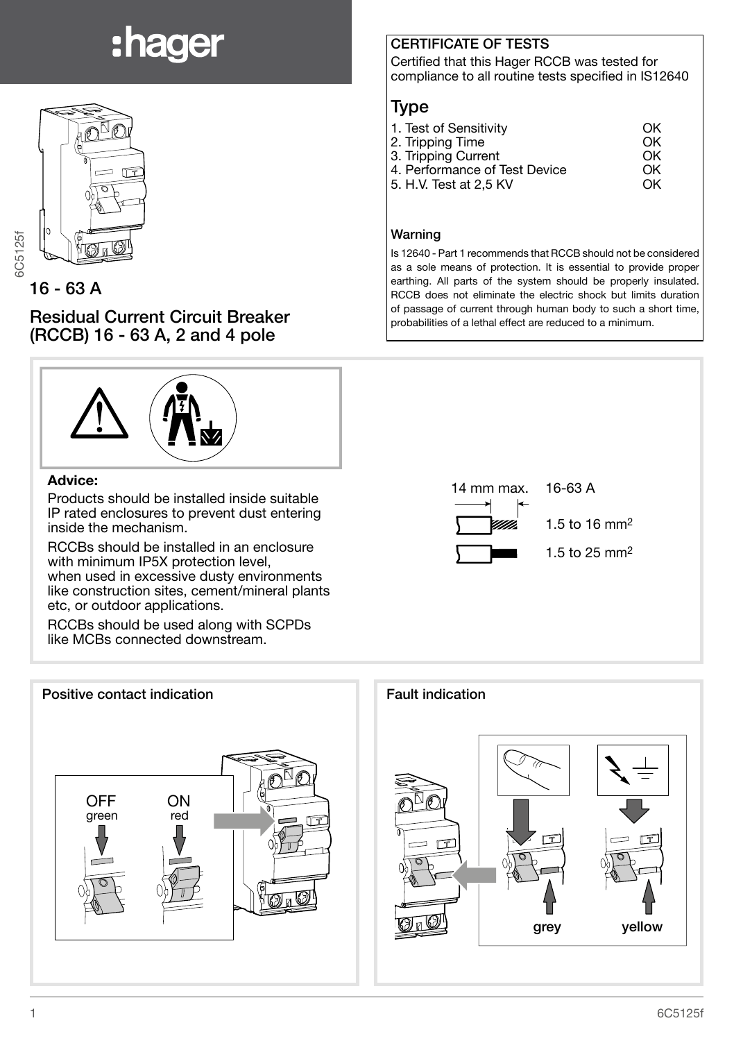# hager

16 - 63 A

## Residual Current Circuit Breaker (RCCB) 16 - 63 A, 2 and 4 pole

**CERTIFICATE OF TESTS**

Certified that this Hager RCCB was tested for compliance to all routine tests specified in IS12640

## Type

| | |
|---|---|
| 1. Test of Sensitivity | OK |
| 2. Tripping Time | OK |
| 3. Tripping Current | OK |
| 4. Performance of Test Device | OK |
| 5. H.V. Test at 2,5 KV | OK |

**Warning**

Is 12640 - Part 1 recommends that RCCB should not be considered as a sole means of protection. It is essential to provide proper earthing. All parts of the system should be properly insulated. RCCB does not eliminate the electric shock but limits duration of passage of current through human body to such a short time, probabilities of a lethal effect are reduced to a minimum.

**Advice:**

Products should be installed inside suitable IP rated enclosures to prevent dust entering inside the mechanism.

RCCBs should be installed in an enclosure with minimum IP5X protection level, when used in excessive dusty environments like construction sites, cement/mineral plants etc, or outdoor applications.

RCCBs should be used along with SCPDs like MCBs connected downstream.

14 mm max. 16-63 A

1.5 to 16 mm$^2$

1.5 to 25 mm$^2$

**Positive contact indication**

OFF green

ON red

**Fault indication**

grey

yellow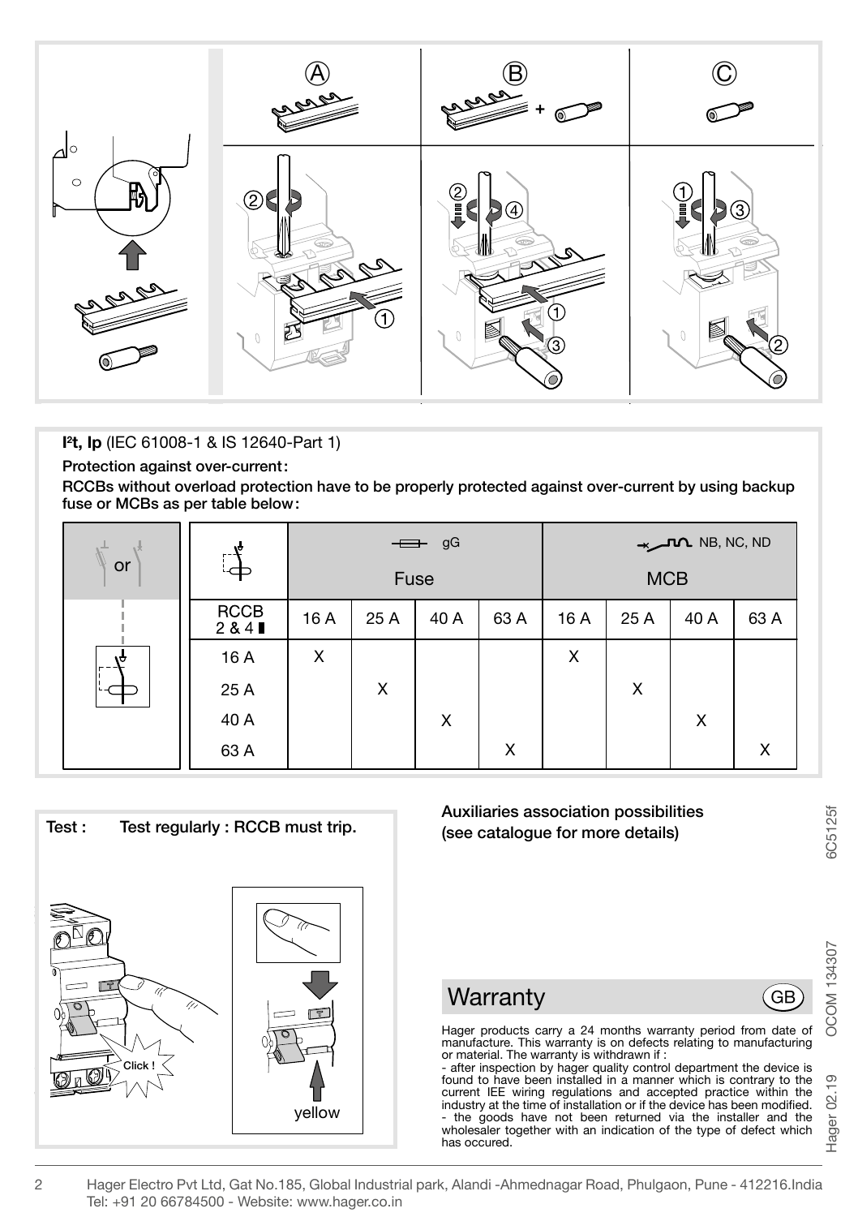Ⓐ Ⓑ Ⓒ

**I²t, Ip** (IEC 61008-1 & IS 12640-Part 1)

**Protection against over-current:**

**RCCBs without overload protection have to be properly protected against over-current by using backup fuse or MCBs as per table below:**

| or | | gG Fuse | | | | NB, NC, ND MCB | | | |
|---|---|---|---|---|---|---|---|---|---|
| | RCCB 2 & 4 | 16 A | 25 A | 40 A | 63 A | 16 A | 25 A | 40 A | 63 A |
| | 16 A | X | | | | X | | | |
| | 25 A | | X | | | | X | | |
| | 40 A | | | X | | | | X | |
| | 63 A | | | | X | | | | X |

**Test :** **Test regularly : RCCB must trip.**

Click !

yellow

**Auxiliaries association possibilities (see catalogue for more details)**

## Warranty

GB

Hager products carry a 24 months warranty period from date of manufacture. This warranty is on defects relating to manufacturing or material. The warranty is withdrawn if :

- after inspection by hager quality control department the device is found to have been installed in a manner which is contrary to the current IEE wiring regulations and accepted practice within the industry at the time of installation or if the device has been modified.
- the goods have not been returned via the installer and the wholesaler together with an indication of the type of defect which has occured.

Hager 02.19 OCOM 134307 6C5125f

Hager Electro Pvt Ltd, Gat No.185, Global Industrial park, Alandi -Ahmednagar Road, Phulgaon, Pune - 412216.India
Tel: +91 20 66784500 - Website: www.hager.co.in